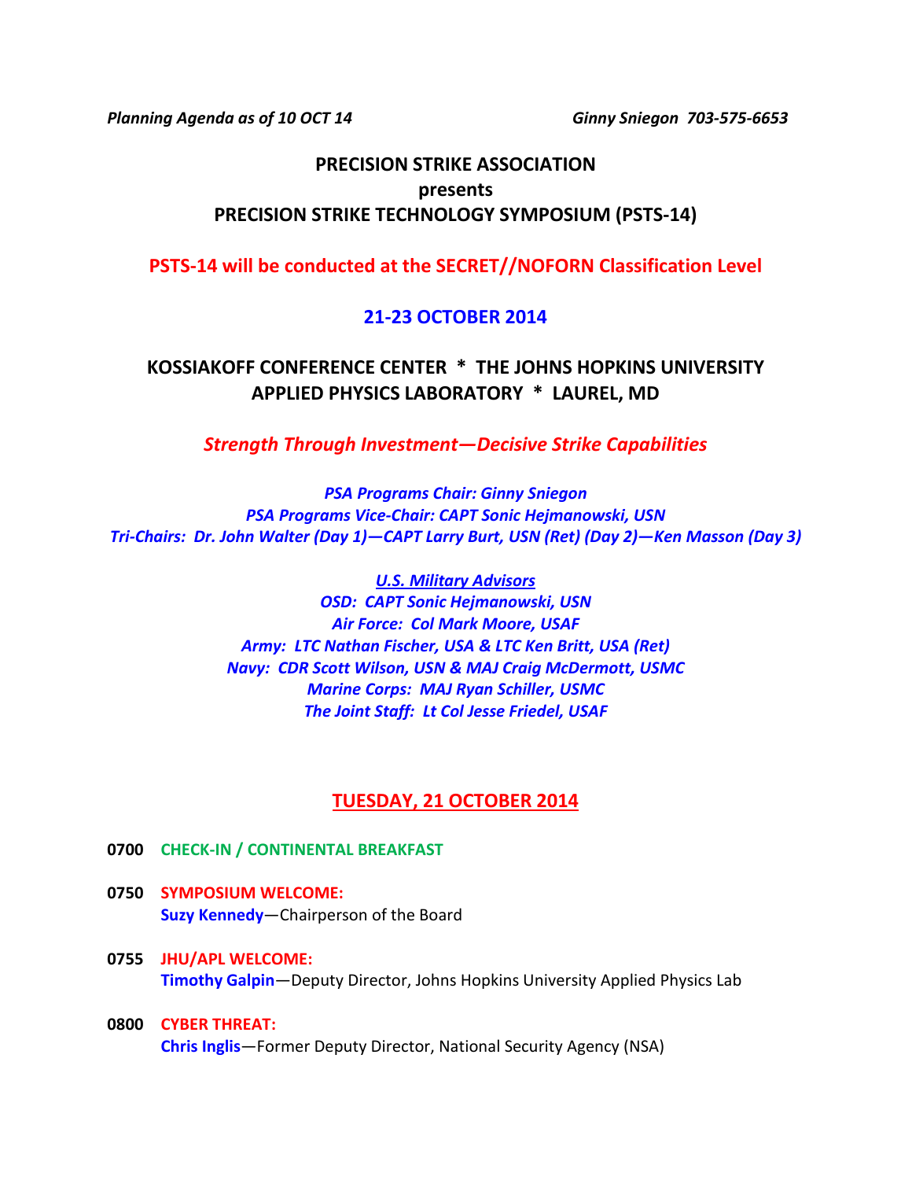*Planning Agenda as of 10 OCT 14* *Ginny Sniegon 703-575-6653*

# PRECISION STRIKE ASSOCIATION
**presents**
# PRECISION STRIKE TECHNOLOGY SYMPOSIUM (PSTS-14)

**PSTS-14 will be conducted at the SECRET//NOFORN Classification Level**

## 21-23 OCTOBER 2014

## KOSSIAKOFF CONFERENCE CENTER * THE JOHNS HOPKINS UNIVERSITY APPLIED PHYSICS LABORATORY * LAUREL, MD

***Strength Through Investment—Decisive Strike Capabilities***

*PSA Programs Chair: Ginny Sniegon*
*PSA Programs Vice-Chair: CAPT Sonic Hejmanowski, USN*
*Tri-Chairs: Dr. John Walter (Day 1)—CAPT Larry Burt, USN (Ret) (Day 2)—Ken Masson (Day 3)*

*U.S. Military Advisors*
*OSD: CAPT Sonic Hejmanowski, USN*
*Air Force: Col Mark Moore, USAF*
*Army: LTC Nathan Fischer, USA & LTC Ken Britt, USA (Ret)*
*Navy: CDR Scott Wilson, USN & MAJ Craig McDermott, USMC*
*Marine Corps: MAJ Ryan Schiller, USMC*
*The Joint Staff: Lt Col Jesse Friedel, USAF*

## TUESDAY, 21 OCTOBER 2014

**0700 CHECK-IN / CONTINENTAL BREAKFAST**

**0750 SYMPOSIUM WELCOME:**
**Suzy Kennedy**—Chairperson of the Board

**0755 JHU/APL WELCOME:**
**Timothy Galpin**—Deputy Director, Johns Hopkins University Applied Physics Lab

**0800 CYBER THREAT:**
**Chris Inglis**—Former Deputy Director, National Security Agency (NSA)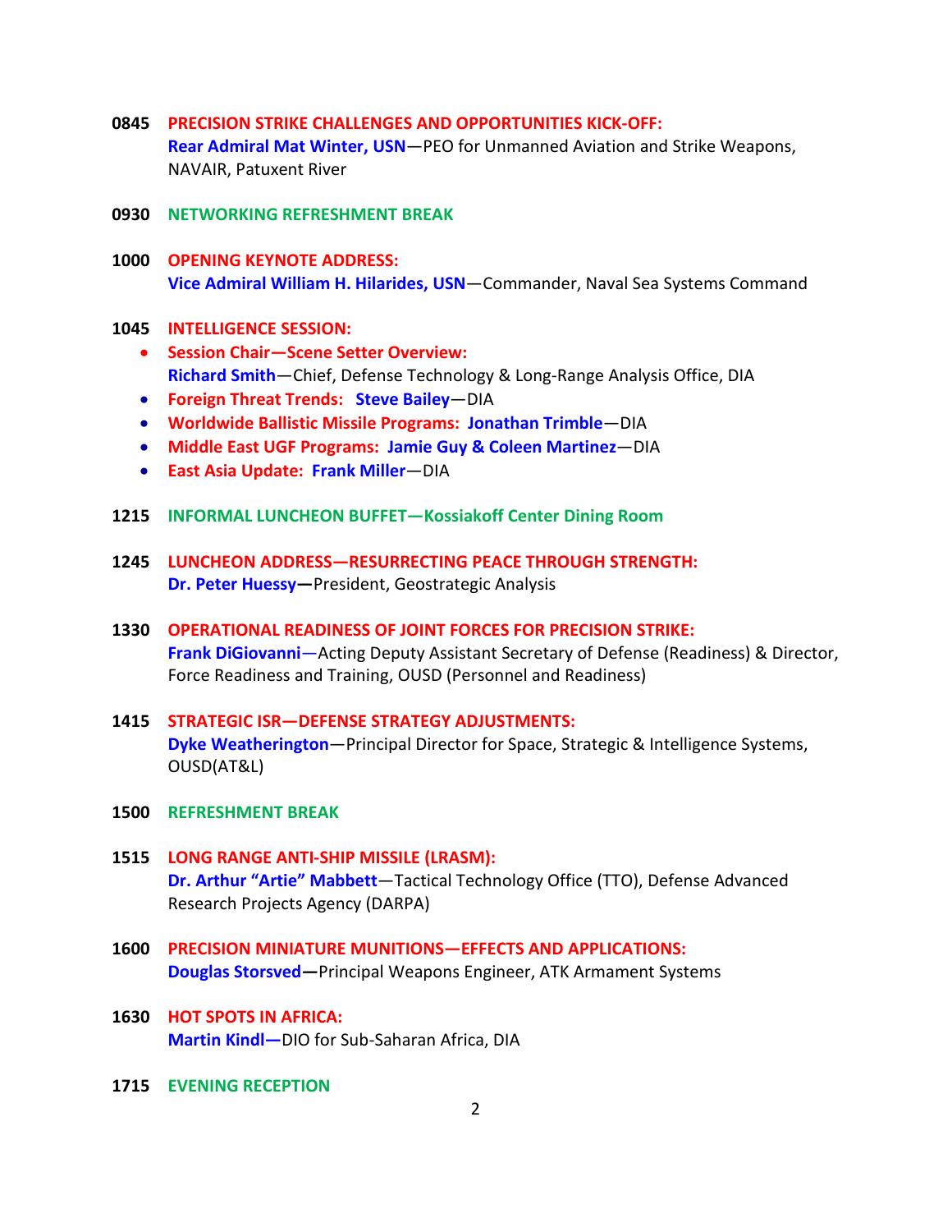**0845** **PRECISION STRIKE CHALLENGES AND OPPORTUNITIES KICK-OFF:**
**Rear Admiral Mat Winter, USN**—PEO for Unmanned Aviation and Strike Weapons, NAVAIR, Patuxent River

**0930** **NETWORKING REFRESHMENT BREAK**

**1000** **OPENING KEYNOTE ADDRESS:**
**Vice Admiral William H. Hilarides, USN**—Commander, Naval Sea Systems Command

**1045** **INTELLIGENCE SESSION:**

- **Session Chair—Scene Setter Overview:**
  **Richard Smith**—Chief, Defense Technology & Long-Range Analysis Office, DIA
- **Foreign Threat Trends:** **Steve Bailey**—DIA
- **Worldwide Ballistic Missile Programs:** **Jonathan Trimble**—DIA
- **Middle East UGF Programs:** **Jamie Guy & Coleen Martinez**—DIA
- **East Asia Update:** **Frank Miller**—DIA

**1215** **INFORMAL LUNCHEON BUFFET—Kossiakoff Center Dining Room**

**1245** **LUNCHEON ADDRESS—RESURRECTING PEACE THROUGH STRENGTH:**
**Dr. Peter Huessy—**President, Geostrategic Analysis

**1330** **OPERATIONAL READINESS OF JOINT FORCES FOR PRECISION STRIKE:**
**Frank DiGiovanni**—Acting Deputy Assistant Secretary of Defense (Readiness) & Director, Force Readiness and Training, OUSD (Personnel and Readiness)

**1415** **STRATEGIC ISR—DEFENSE STRATEGY ADJUSTMENTS:**
**Dyke Weatherington**—Principal Director for Space, Strategic & Intelligence Systems, OUSD(AT&L)

**1500** **REFRESHMENT BREAK**

**1515** **LONG RANGE ANTI-SHIP MISSILE (LRASM):**
**Dr. Arthur "Artie" Mabbett**—Tactical Technology Office (TTO), Defense Advanced Research Projects Agency (DARPA)

**1600** **PRECISION MINIATURE MUNITIONS—EFFECTS AND APPLICATIONS:**
**Douglas Storsved—**Principal Weapons Engineer, ATK Armament Systems

**1630** **HOT SPOTS IN AFRICA:**
**Martin Kindl—**DIO for Sub-Saharan Africa, DIA

**1715** **EVENING RECEPTION**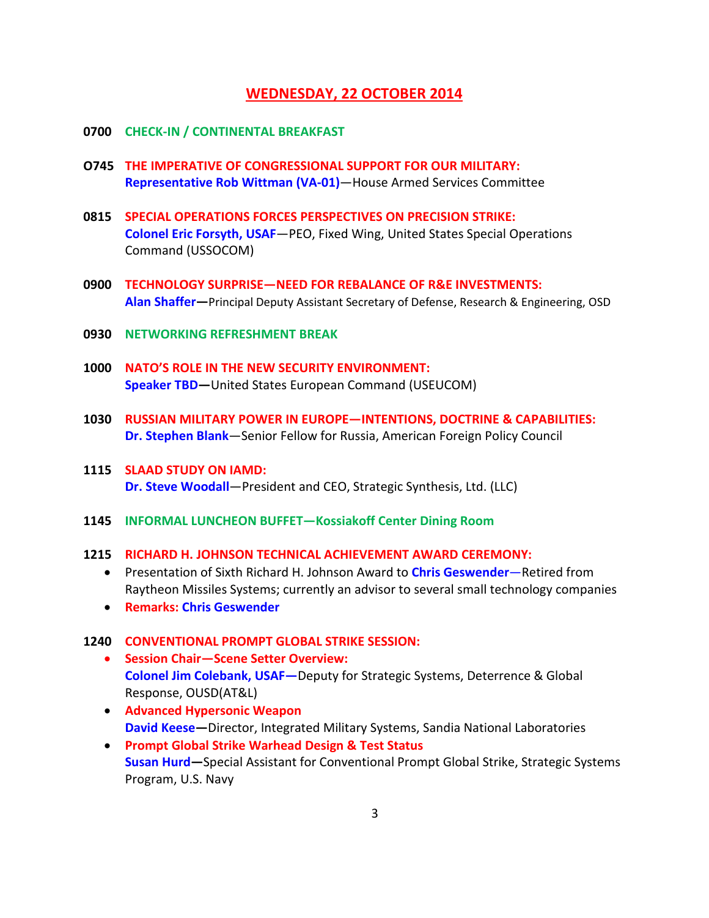## WEDNESDAY, 22 OCTOBER 2014

**0700** **CHECK-IN / CONTINENTAL BREAKFAST**

**O745** **THE IMPERATIVE OF CONGRESSIONAL SUPPORT FOR OUR MILITARY:**
**Representative Rob Wittman (VA-01)**—House Armed Services Committee

**0815** **SPECIAL OPERATIONS FORCES PERSPECTIVES ON PRECISION STRIKE:**
**Colonel Eric Forsyth, USAF**—PEO, Fixed Wing, United States Special Operations Command (USSOCOM)

**0900** **TECHNOLOGY SURPRISE—NEED FOR REBALANCE OF R&E INVESTMENTS:**
**Alan Shaffer**—Principal Deputy Assistant Secretary of Defense, Research & Engineering, OSD

**0930** **NETWORKING REFRESHMENT BREAK**

**1000** **NATO'S ROLE IN THE NEW SECURITY ENVIRONMENT:**
**Speaker TBD**—United States European Command (USEUCOM)

**1030** **RUSSIAN MILITARY POWER IN EUROPE—INTENTIONS, DOCTRINE & CAPABILITIES:**
**Dr. Stephen Blank**—Senior Fellow for Russia, American Foreign Policy Council

**1115** **SLAAD STUDY ON IAMD:**
**Dr. Steve Woodall**—President and CEO, Strategic Synthesis, Ltd. (LLC)

**1145** **INFORMAL LUNCHEON BUFFET—Kossiakoff Center Dining Room**

**1215** **RICHARD H. JOHNSON TECHNICAL ACHIEVEMENT AWARD CEREMONY:**

- Presentation of Sixth Richard H. Johnson Award to **Chris Geswender**—Retired from Raytheon Missiles Systems; currently an advisor to several small technology companies
- **Remarks: Chris Geswender**

**1240** **CONVENTIONAL PROMPT GLOBAL STRIKE SESSION:**

- **Session Chair—Scene Setter Overview:**
  **Colonel Jim Colebank, USAF**—Deputy for Strategic Systems, Deterrence & Global Response, OUSD(AT&L)
- **Advanced Hypersonic Weapon**
  **David Keese**—Director, Integrated Military Systems, Sandia National Laboratories
- **Prompt Global Strike Warhead Design & Test Status**
  **Susan Hurd**—Special Assistant for Conventional Prompt Global Strike, Strategic Systems Program, U.S. Navy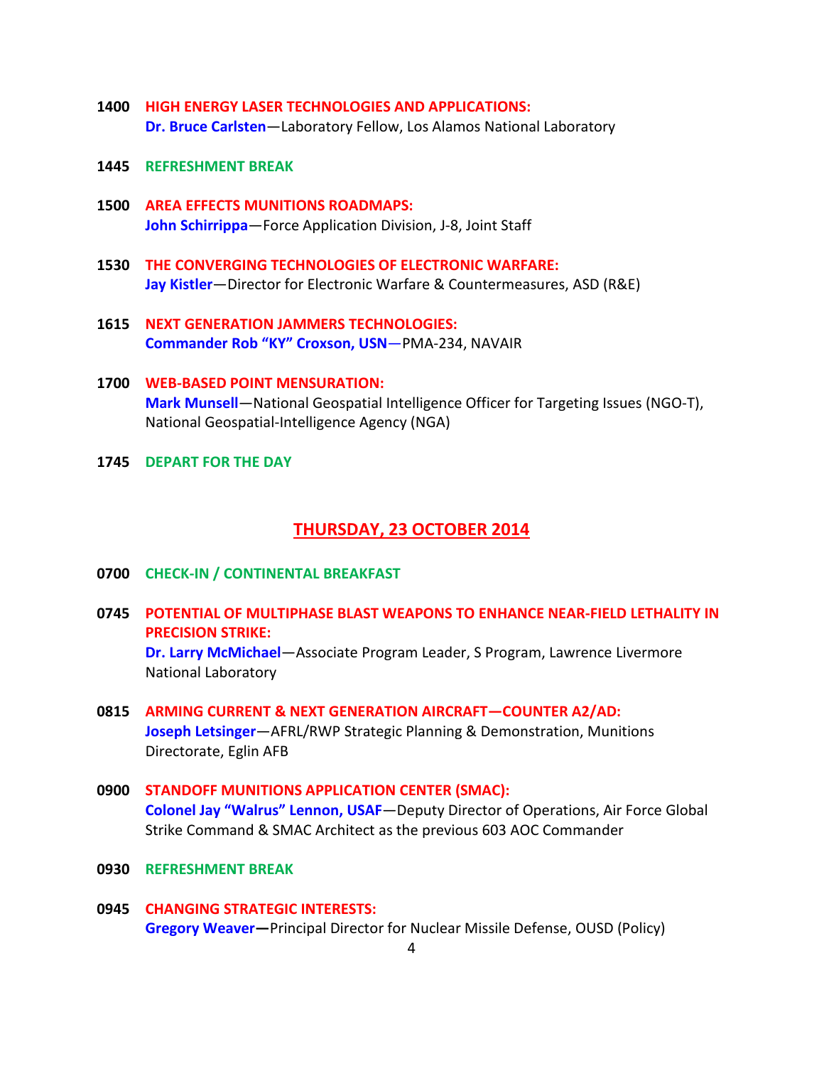**1400** **HIGH ENERGY LASER TECHNOLOGIES AND APPLICATIONS:**
**Dr. Bruce Carlsten**—Laboratory Fellow, Los Alamos National Laboratory

**1445** **REFRESHMENT BREAK**

**1500** **AREA EFFECTS MUNITIONS ROADMAPS:**
**John Schirrippa**—Force Application Division, J-8, Joint Staff

**1530** **THE CONVERGING TECHNOLOGIES OF ELECTRONIC WARFARE:**
**Jay Kistler**—Director for Electronic Warfare & Countermeasures, ASD (R&E)

**1615** **NEXT GENERATION JAMMERS TECHNOLOGIES:**
**Commander Rob "KY" Croxson, USN**—PMA-234, NAVAIR

**1700** **WEB-BASED POINT MENSURATION:**
**Mark Munsell**—National Geospatial Intelligence Officer for Targeting Issues (NGO-T), National Geospatial-Intelligence Agency (NGA)

**1745** **DEPART FOR THE DAY**

## THURSDAY, 23 OCTOBER 2014

**0700** **CHECK-IN / CONTINENTAL BREAKFAST**

**0745** **POTENTIAL OF MULTIPHASE BLAST WEAPONS TO ENHANCE NEAR-FIELD LETHALITY IN PRECISION STRIKE:**
**Dr. Larry McMichael**—Associate Program Leader, S Program, Lawrence Livermore National Laboratory

**0815** **ARMING CURRENT & NEXT GENERATION AIRCRAFT—COUNTER A2/AD:**
**Joseph Letsinger**—AFRL/RWP Strategic Planning & Demonstration, Munitions Directorate, Eglin AFB

**0900** **STANDOFF MUNITIONS APPLICATION CENTER (SMAC):**
**Colonel Jay "Walrus" Lennon, USAF**—Deputy Director of Operations, Air Force Global Strike Command & SMAC Architect as the previous 603 AOC Commander

**0930** **REFRESHMENT BREAK**

**0945** **CHANGING STRATEGIC INTERESTS:**
**Gregory Weaver**—Principal Director for Nuclear Missile Defense, OUSD (Policy)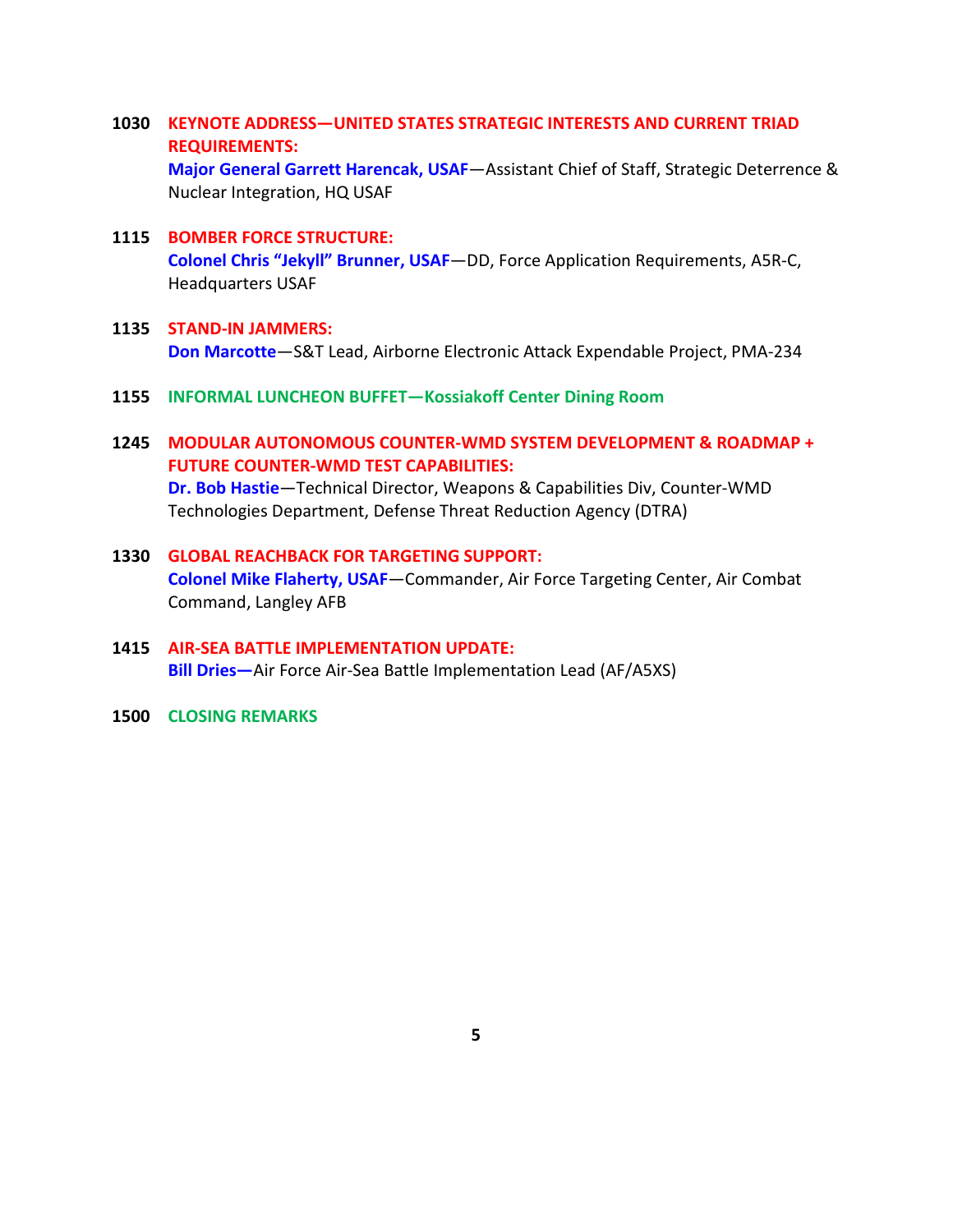**1030** **KEYNOTE ADDRESS—UNITED STATES STRATEGIC INTERESTS AND CURRENT TRIAD REQUIREMENTS:**
**Major General Garrett Harencak, USAF**—Assistant Chief of Staff, Strategic Deterrence & Nuclear Integration, HQ USAF

**1115** **BOMBER FORCE STRUCTURE:**
**Colonel Chris "Jekyll" Brunner, USAF**—DD, Force Application Requirements, A5R-C, Headquarters USAF

**1135** **STAND-IN JAMMERS:**
**Don Marcotte**—S&T Lead, Airborne Electronic Attack Expendable Project, PMA-234

**1155** **INFORMAL LUNCHEON BUFFET—Kossiakoff Center Dining Room**

**1245** **MODULAR AUTONOMOUS COUNTER-WMD SYSTEM DEVELOPMENT & ROADMAP + FUTURE COUNTER-WMD TEST CAPABILITIES:**
**Dr. Bob Hastie**—Technical Director, Weapons & Capabilities Div, Counter-WMD Technologies Department, Defense Threat Reduction Agency (DTRA)

**1330** **GLOBAL REACHBACK FOR TARGETING SUPPORT:**
**Colonel Mike Flaherty, USAF**—Commander, Air Force Targeting Center, Air Combat Command, Langley AFB

**1415** **AIR-SEA BATTLE IMPLEMENTATION UPDATE:**
**Bill Dries—**Air Force Air-Sea Battle Implementation Lead (AF/A5XS)

**1500** **CLOSING REMARKS**